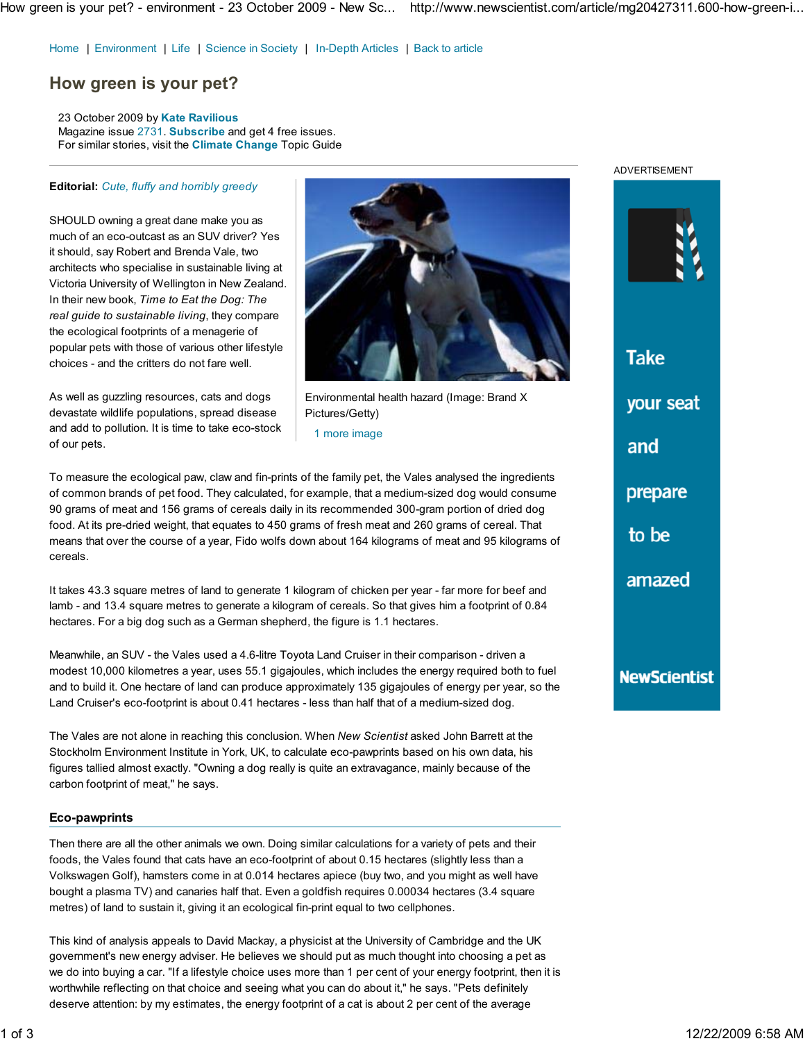Home | Environment | Life | Science in Society | In-Depth Articles | Back to article

# How green is your pet?

23 October 2009 by **Kate Ravilious**
Magazine issue 2731. **Subscribe** and get 4 free issues.
For similar stories, visit the **Climate Change** Topic Guide

**Editorial:** *Cute, fluffy and horribly greedy*

SHOULD owning a great dane make you as much of an eco-outcast as an SUV driver? Yes it should, say Robert and Brenda Vale, two architects who specialise in sustainable living at Victoria University of Wellington in New Zealand. In their new book, *Time to Eat the Dog: The real guide to sustainable living*, they compare the ecological footprints of a menagerie of popular pets with those of various other lifestyle choices - and the critters do not fare well.

As well as guzzling resources, cats and dogs devastate wildlife populations, spread disease and add to pollution. It is time to take eco-stock of our pets.

Environmental health hazard (Image: Brand X Pictures/Getty)

1 more image

To measure the ecological paw, claw and fin-prints of the family pet, the Vales analysed the ingredients of common brands of pet food. They calculated, for example, that a medium-sized dog would consume 90 grams of meat and 156 grams of cereals daily in its recommended 300-gram portion of dried dog food. At its pre-dried weight, that equates to 450 grams of fresh meat and 260 grams of cereal. That means that over the course of a year, Fido wolfs down about 164 kilograms of meat and 95 kilograms of cereals.

It takes 43.3 square metres of land to generate 1 kilogram of chicken per year - far more for beef and lamb - and 13.4 square metres to generate a kilogram of cereals. So that gives him a footprint of 0.84 hectares. For a big dog such as a German shepherd, the figure is 1.1 hectares.

Meanwhile, an SUV - the Vales used a 4.6-litre Toyota Land Cruiser in their comparison - driven a modest 10,000 kilometres a year, uses 55.1 gigajoules, which includes the energy required both to fuel and to build it. One hectare of land can produce approximately 135 gigajoules of energy per year, so the Land Cruiser's eco-footprint is about 0.41 hectares - less than half that of a medium-sized dog.

The Vales are not alone in reaching this conclusion. When *New Scientist* asked John Barrett at the Stockholm Environment Institute in York, UK, to calculate eco-pawprints based on his own data, his figures tallied almost exactly. "Owning a dog really is quite an extravagance, mainly because of the carbon footprint of meat," he says.

## Eco-pawprints

Then there are all the other animals we own. Doing similar calculations for a variety of pets and their foods, the Vales found that cats have an eco-footprint of about 0.15 hectares (slightly less than a Volkswagen Golf), hamsters come in at 0.014 hectares apiece (buy two, and you might as well have bought a plasma TV) and canaries half that. Even a goldfish requires 0.00034 hectares (3.4 square metres) of land to sustain it, giving it an ecological fin-print equal to two cellphones.

This kind of analysis appeals to David Mackay, a physicist at the University of Cambridge and the UK government's new energy adviser. He believes we should put as much thought into choosing a pet as we do into buying a car. "If a lifestyle choice uses more than 1 per cent of your energy footprint, then it is worthwhile reflecting on that choice and seeing what you can do about it," he says. "Pets definitely deserve attention: by my estimates, the energy footprint of a cat is about 2 per cent of the average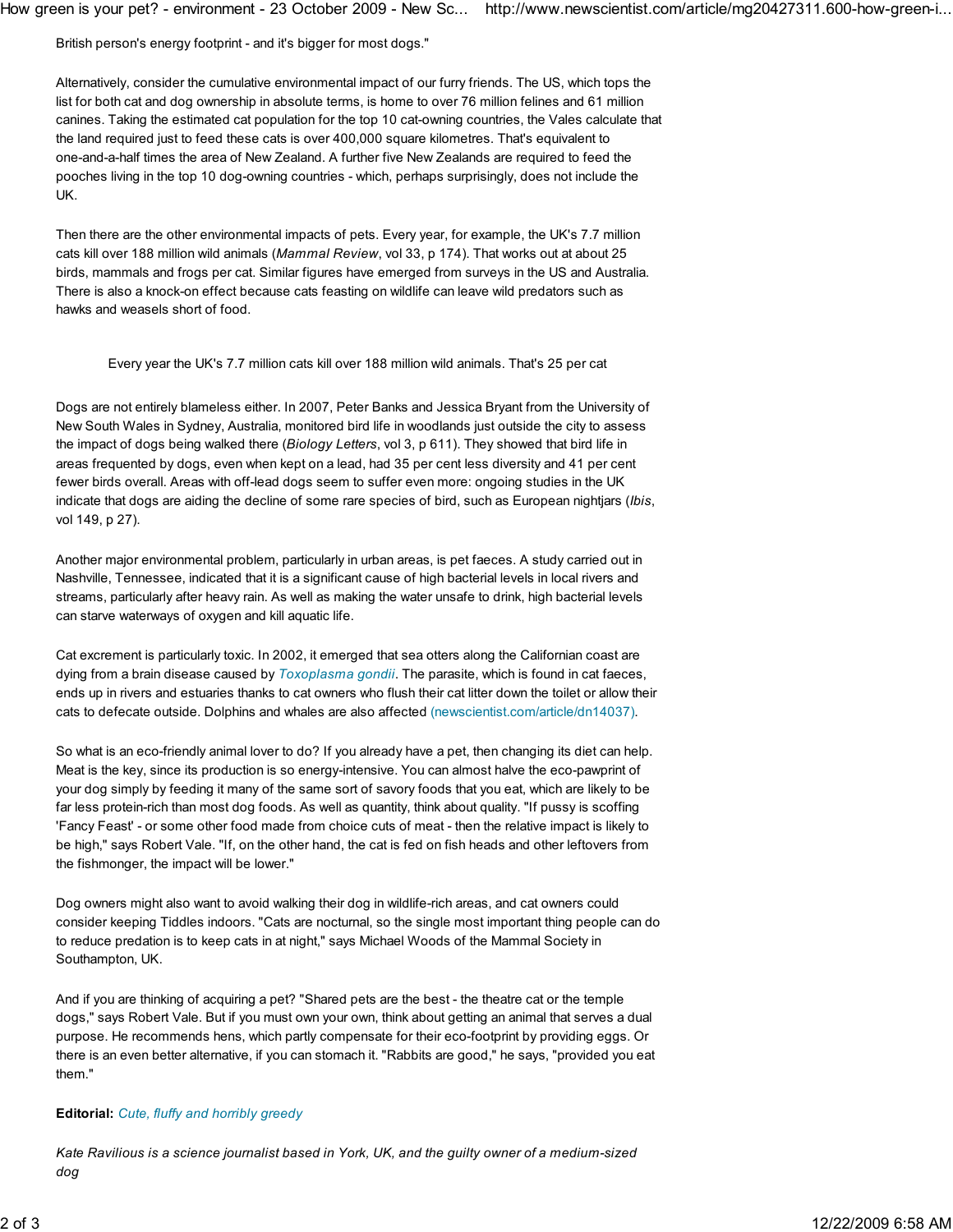British person's energy footprint - and it's bigger for most dogs."

Alternatively, consider the cumulative environmental impact of our furry friends. The US, which tops the list for both cat and dog ownership in absolute terms, is home to over 76 million felines and 61 million canines. Taking the estimated cat population for the top 10 cat-owning countries, the Vales calculate that the land required just to feed these cats is over 400,000 square kilometres. That's equivalent to one-and-a-half times the area of New Zealand. A further five New Zealands are required to feed the pooches living in the top 10 dog-owning countries - which, perhaps surprisingly, does not include the UK.

Then there are the other environmental impacts of pets. Every year, for example, the UK's 7.7 million cats kill over 188 million wild animals (*Mammal Review*, vol 33, p 174). That works out at about 25 birds, mammals and frogs per cat. Similar figures have emerged from surveys in the US and Australia. There is also a knock-on effect because cats feasting on wildlife can leave wild predators such as hawks and weasels short of food.

> Every year the UK's 7.7 million cats kill over 188 million wild animals. That's 25 per cat

Dogs are not entirely blameless either. In 2007, Peter Banks and Jessica Bryant from the University of New South Wales in Sydney, Australia, monitored bird life in woodlands just outside the city to assess the impact of dogs being walked there (*Biology Letters*, vol 3, p 611). They showed that bird life in areas frequented by dogs, even when kept on a lead, had 35 per cent less diversity and 41 per cent fewer birds overall. Areas with off-lead dogs seem to suffer even more: ongoing studies in the UK indicate that dogs are aiding the decline of some rare species of bird, such as European nightjars (*Ibis*, vol 149, p 27).

Another major environmental problem, particularly in urban areas, is pet faeces. A study carried out in Nashville, Tennessee, indicated that it is a significant cause of high bacterial levels in local rivers and streams, particularly after heavy rain. As well as making the water unsafe to drink, high bacterial levels can starve waterways of oxygen and kill aquatic life.

Cat excrement is particularly toxic. In 2002, it emerged that sea otters along the Californian coast are dying from a brain disease caused by *Toxoplasma gondii*. The parasite, which is found in cat faeces, ends up in rivers and estuaries thanks to cat owners who flush their cat litter down the toilet or allow their cats to defecate outside. Dolphins and whales are also affected (newscientist.com/article/dn14037).

So what is an eco-friendly animal lover to do? If you already have a pet, then changing its diet can help. Meat is the key, since its production is so energy-intensive. You can almost halve the eco-pawprint of your dog simply by feeding it many of the same sort of savory foods that you eat, which are likely to be far less protein-rich than most dog foods. As well as quantity, think about quality. "If pussy is scoffing 'Fancy Feast' - or some other food made from choice cuts of meat - then the relative impact is likely to be high," says Robert Vale. "If, on the other hand, the cat is fed on fish heads and other leftovers from the fishmonger, the impact will be lower."

Dog owners might also want to avoid walking their dog in wildlife-rich areas, and cat owners could consider keeping Tiddles indoors. "Cats are nocturnal, so the single most important thing people can do to reduce predation is to keep cats in at night," says Michael Woods of the Mammal Society in Southampton, UK.

And if you are thinking of acquiring a pet? "Shared pets are the best - the theatre cat or the temple dogs," says Robert Vale. But if you must own your own, think about getting an animal that serves a dual purpose. He recommends hens, which partly compensate for their eco-footprint by providing eggs. Or there is an even better alternative, if you can stomach it. "Rabbits are good," he says, "provided you eat them."

**Editorial:** *Cute, fluffy and horribly greedy*

*Kate Ravilious is a science journalist based in York, UK, and the guilty owner of a medium-sized dog*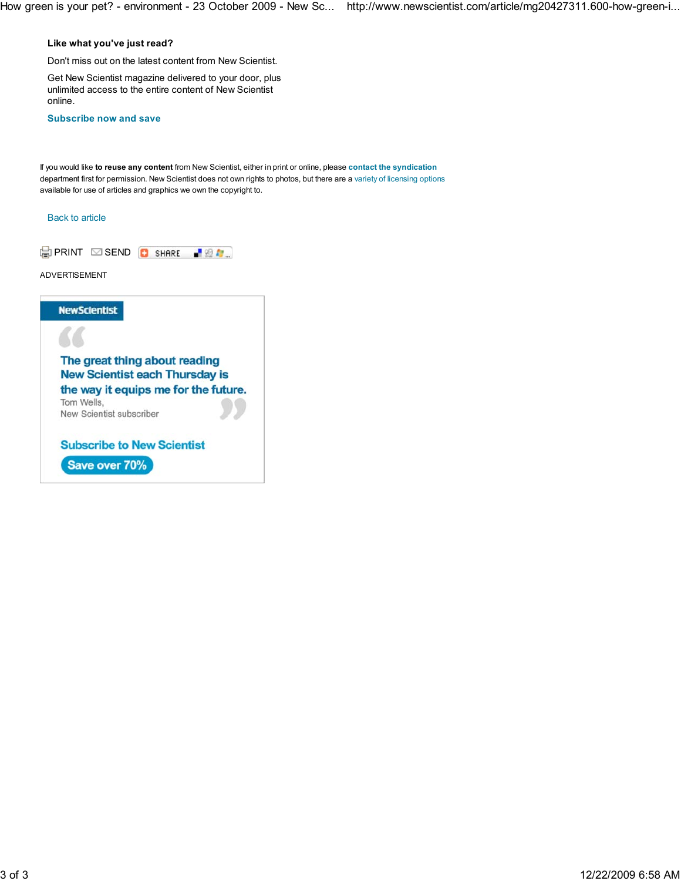**Like what you've just read?**

Don't miss out on the latest content from New Scientist.

Get New Scientist magazine delivered to your door, plus unlimited access to the entire content of New Scientist online.

**Subscribe now and save**

If you would like **to reuse any content** from New Scientist, either in print or online, please **contact the syndication** department first for permission. New Scientist does not own rights to photos, but there are a variety of licensing options available for use of articles and graphics we own the copyright to.

Back to article

PRINT SEND SHARE

ADVERTISEMENT

NewScientist

"The great thing about reading New Scientist each Thursday is the way it equips me for the future."

Tom Wells,
New Scientist subscriber

Subscribe to New Scientist

Save over 70%